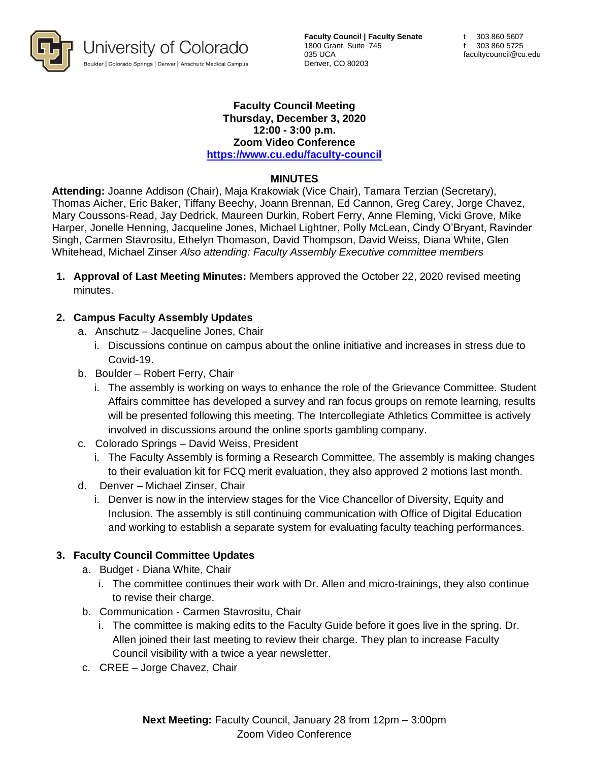University of Colorado
Boulder | Colorado Springs | Denver | Anschutz Medical Campus

**Faculty Council | Faculty Senate**
1800 Grant, Suite 745
035 UCA
Denver, CO 80203

t 303 860 5607
f 303 860 5725
facultycouncil@cu.edu

**Faculty Council Meeting**
**Thursday, December 3, 2020**
**12:00 - 3:00 p.m.**
**Zoom Video Conference**
**https://www.cu.edu/faculty-council**

## MINUTES

**Attending:** Joanne Addison (Chair), Maja Krakowiak (Vice Chair), Tamara Terzian (Secretary), Thomas Aicher, Eric Baker, Tiffany Beechy, Joann Brennan, Ed Cannon, Greg Carey, Jorge Chavez, Mary Coussons-Read, Jay Dedrick, Maureen Durkin, Robert Ferry, Anne Fleming, Vicki Grove, Mike Harper, Jonelle Henning, Jacqueline Jones, Michael Lightner, Polly McLean, Cindy O'Bryant, Ravinder Singh, Carmen Stavrositu, Ethelyn Thomason, David Thompson, David Weiss, Diana White, Glen Whitehead, Michael Zinser *Also attending: Faculty Assembly Executive committee members*

1. **Approval of Last Meeting Minutes:** Members approved the October 22, 2020 revised meeting minutes.

2. **Campus Faculty Assembly Updates**
   a. Anschutz – Jacqueline Jones, Chair
      i. Discussions continue on campus about the online initiative and increases in stress due to Covid-19.
   b. Boulder – Robert Ferry, Chair
      i. The assembly is working on ways to enhance the role of the Grievance Committee. Student Affairs committee has developed a survey and ran focus groups on remote learning, results will be presented following this meeting. The Intercollegiate Athletics Committee is actively involved in discussions around the online sports gambling company.
   c. Colorado Springs – David Weiss, President
      i. The Faculty Assembly is forming a Research Committee. The assembly is making changes to their evaluation kit for FCQ merit evaluation, they also approved 2 motions last month.
   d. Denver – Michael Zinser, Chair
      i. Denver is now in the interview stages for the Vice Chancellor of Diversity, Equity and Inclusion. The assembly is still continuing communication with Office of Digital Education and working to establish a separate system for evaluating faculty teaching performances.

3. **Faculty Council Committee Updates**
   a. Budget - Diana White, Chair
      i. The committee continues their work with Dr. Allen and micro-trainings, they also continue to revise their charge.
   b. Communication - Carmen Stavrositu, Chair
      i. The committee is making edits to the Faculty Guide before it goes live in the spring. Dr. Allen joined their last meeting to review their charge. They plan to increase Faculty Council visibility with a twice a year newsletter.
   c. CREE – Jorge Chavez, Chair

**Next Meeting:** Faculty Council, January 28 from 12pm – 3:00pm
Zoom Video Conference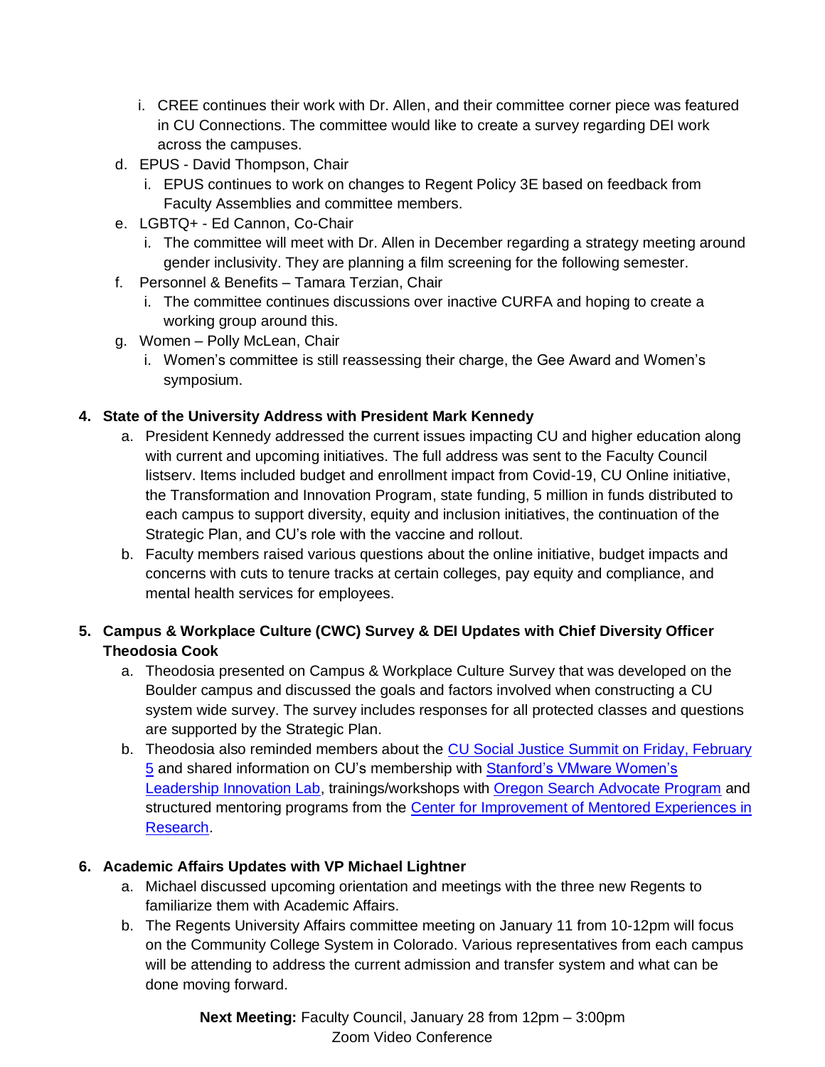i. CREE continues their work with Dr. Allen, and their committee corner piece was featured in CU Connections. The committee would like to create a survey regarding DEI work across the campuses.

   d. EPUS - David Thompson, Chair
      i. EPUS continues to work on changes to Regent Policy 3E based on feedback from Faculty Assemblies and committee members.

   e. LGBTQ+ - Ed Cannon, Co-Chair
      i. The committee will meet with Dr. Allen in December regarding a strategy meeting around gender inclusivity. They are planning a film screening for the following semester.

   f. Personnel & Benefits – Tamara Terzian, Chair
      i. The committee continues discussions over inactive CURFA and hoping to create a working group around this.

   g. Women – Polly McLean, Chair
      i. Women's committee is still reassessing their charge, the Gee Award and Women's symposium.

**4. State of the University Address with President Mark Kennedy**

   a. President Kennedy addressed the current issues impacting CU and higher education along with current and upcoming initiatives. The full address was sent to the Faculty Council listserv. Items included budget and enrollment impact from Covid-19, CU Online initiative, the Transformation and Innovation Program, state funding, 5 million in funds distributed to each campus to support diversity, equity and inclusion initiatives, the continuation of the Strategic Plan, and CU's role with the vaccine and rollout.

   b. Faculty members raised various questions about the online initiative, budget impacts and concerns with cuts to tenure tracks at certain colleges, pay equity and compliance, and mental health services for employees.

**5. Campus & Workplace Culture (CWC) Survey & DEI Updates with Chief Diversity Officer Theodosia Cook**

   a. Theodosia presented on Campus & Workplace Culture Survey that was developed on the Boulder campus and discussed the goals and factors involved when constructing a CU system wide survey. The survey includes responses for all protected classes and questions are supported by the Strategic Plan.

   b. Theodosia also reminded members about the CU Social Justice Summit on Friday, February 5 and shared information on CU's membership with Stanford's VMware Women's Leadership Innovation Lab, trainings/workshops with Oregon Search Advocate Program and structured mentoring programs from the Center for Improvement of Mentored Experiences in Research.

**6. Academic Affairs Updates with VP Michael Lightner**

   a. Michael discussed upcoming orientation and meetings with the three new Regents to familiarize them with Academic Affairs.

   b. The Regents University Affairs committee meeting on January 11 from 10-12pm will focus on the Community College System in Colorado. Various representatives from each campus will be attending to address the current admission and transfer system and what can be done moving forward.

**Next Meeting:** Faculty Council, January 28 from 12pm – 3:00pm
Zoom Video Conference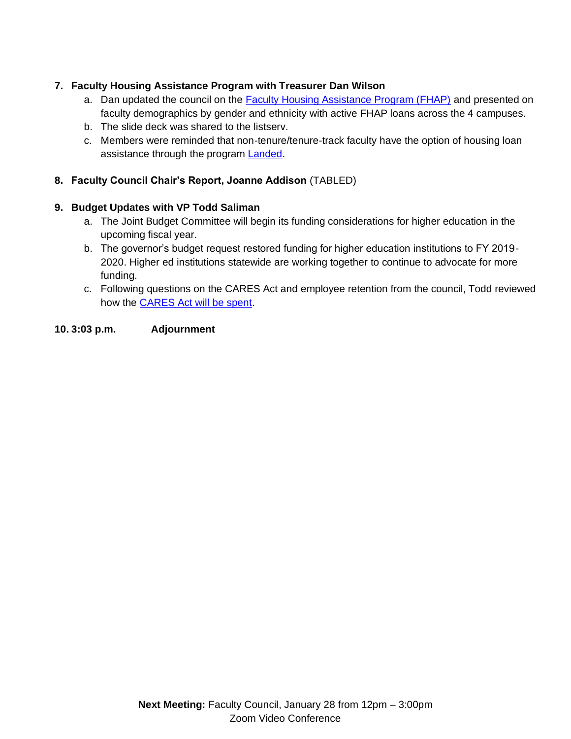7. **Faculty Housing Assistance Program with Treasurer Dan Wilson**
   a. Dan updated the council on the Faculty Housing Assistance Program (FHAP) and presented on faculty demographics by gender and ethnicity with active FHAP loans across the 4 campuses.
   b. The slide deck was shared to the listserv.
   c. Members were reminded that non-tenure/tenure-track faculty have the option of housing loan assistance through the program Landed.

8. **Faculty Council Chair's Report, Joanne Addison** (TABLED)

9. **Budget Updates with VP Todd Saliman**
   a. The Joint Budget Committee will begin its funding considerations for higher education in the upcoming fiscal year.
   b. The governor's budget request restored funding for higher education institutions to FY 2019-2020. Higher ed institutions statewide are working together to continue to advocate for more funding.
   c. Following questions on the CARES Act and employee retention from the council, Todd reviewed how the CARES Act will be spent.

10. **3:03 p.m. Adjournment**

**Next Meeting:** Faculty Council, January 28 from 12pm – 3:00pm
Zoom Video Conference